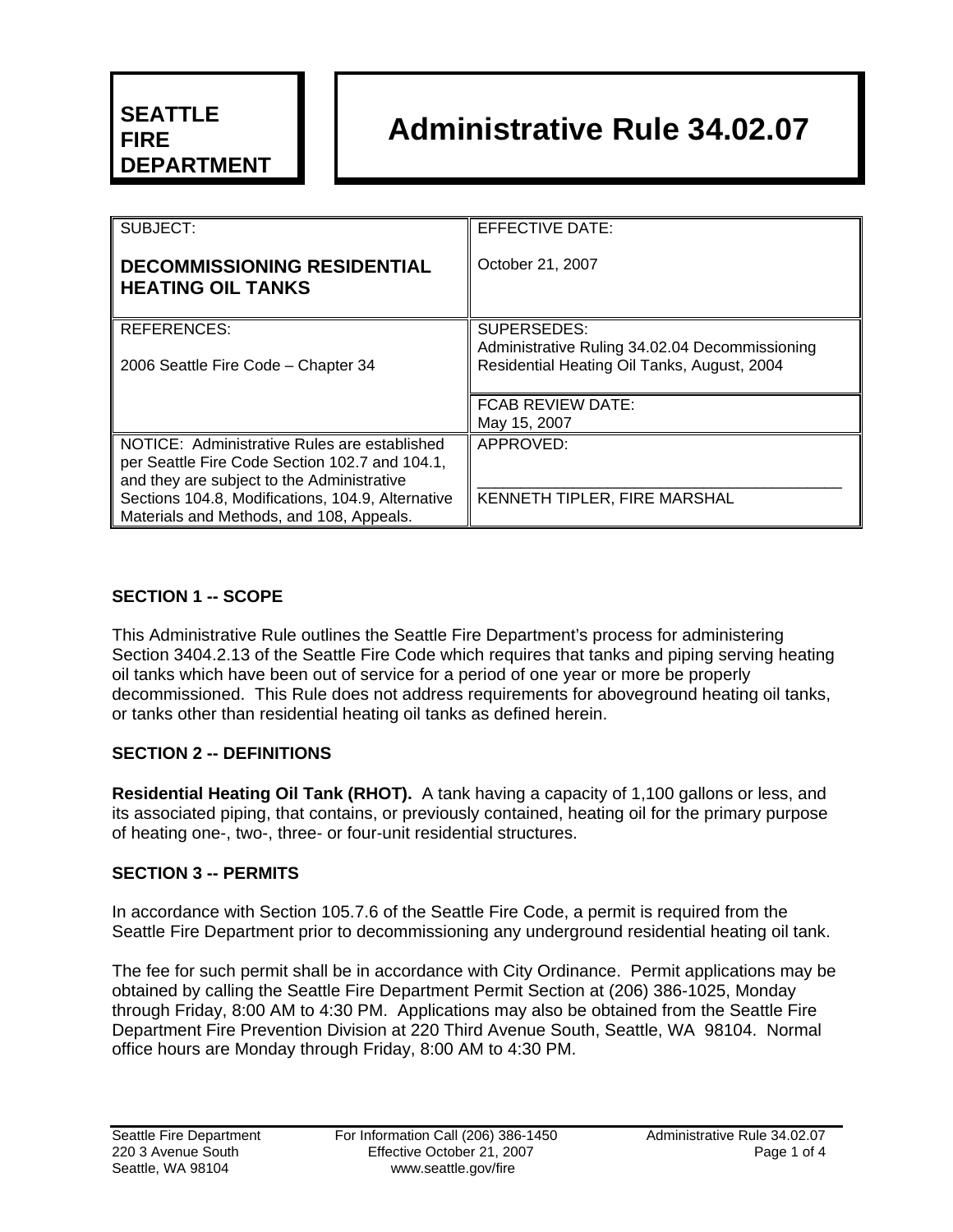**SEATTLE FIRE DEPARTMENT**

# Administrative Rule 34.02.07

| SUBJECT: **DECOMMISSIONING RESIDENTIAL HEATING OIL TANKS** | EFFECTIVE DATE: October 21, 2007 |
|---|---|
| REFERENCES: 2006 Seattle Fire Code – Chapter 34 | SUPERSEDES: Administrative Ruling 34.02.04 Decommissioning Residential Heating Oil Tanks, August, 2004 |
| | FCAB REVIEW DATE: May 15, 2007 |
| NOTICE: Administrative Rules are established per Seattle Fire Code Section 102.7 and 104.1, and they are subject to the Administrative Sections 104.8, Modifications, 104.9, Alternative Materials and Methods, and 108, Appeals. | APPROVED: ________________________________ KENNETH TIPLER, FIRE MARSHAL |

## SECTION 1 -- SCOPE

This Administrative Rule outlines the Seattle Fire Department's process for administering Section 3404.2.13 of the Seattle Fire Code which requires that tanks and piping serving heating oil tanks which have been out of service for a period of one year or more be properly decommissioned. This Rule does not address requirements for aboveground heating oil tanks, or tanks other than residential heating oil tanks as defined herein.

## SECTION 2 -- DEFINITIONS

**Residential Heating Oil Tank (RHOT).** A tank having a capacity of 1,100 gallons or less, and its associated piping, that contains, or previously contained, heating oil for the primary purpose of heating one-, two-, three- or four-unit residential structures.

## SECTION 3 -- PERMITS

In accordance with Section 105.7.6 of the Seattle Fire Code, a permit is required from the Seattle Fire Department prior to decommissioning any underground residential heating oil tank.

The fee for such permit shall be in accordance with City Ordinance. Permit applications may be obtained by calling the Seattle Fire Department Permit Section at (206) 386-1025, Monday through Friday, 8:00 AM to 4:30 PM. Applications may also be obtained from the Seattle Fire Department Fire Prevention Division at 220 Third Avenue South, Seattle, WA 98104. Normal office hours are Monday through Friday, 8:00 AM to 4:30 PM.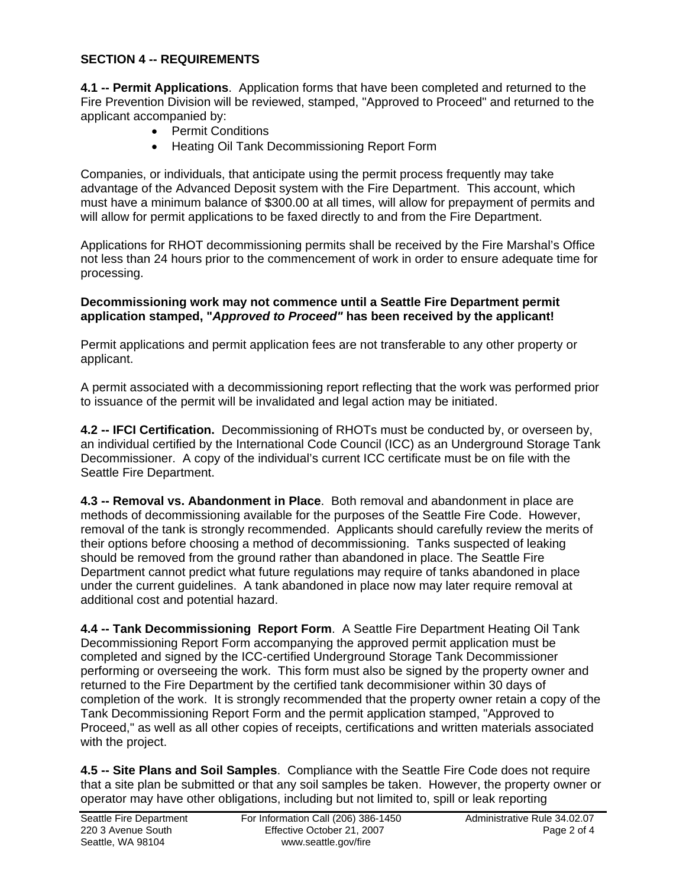## SECTION 4 -- REQUIREMENTS

**4.1 -- Permit Applications**. Application forms that have been completed and returned to the Fire Prevention Division will be reviewed, stamped, "Approved to Proceed" and returned to the applicant accompanied by:

- Permit Conditions
- Heating Oil Tank Decommissioning Report Form

Companies, or individuals, that anticipate using the permit process frequently may take advantage of the Advanced Deposit system with the Fire Department. This account, which must have a minimum balance of $300.00 at all times, will allow for prepayment of permits and will allow for permit applications to be faxed directly to and from the Fire Department.

Applications for RHOT decommissioning permits shall be received by the Fire Marshal's Office not less than 24 hours prior to the commencement of work in order to ensure adequate time for processing.

**Decommissioning work may not commence until a Seattle Fire Department permit application stamped, "*Approved to Proceed*" has been received by the applicant!**

Permit applications and permit application fees are not transferable to any other property or applicant.

A permit associated with a decommissioning report reflecting that the work was performed prior to issuance of the permit will be invalidated and legal action may be initiated.

**4.2 -- IFCI Certification.** Decommissioning of RHOTs must be conducted by, or overseen by, an individual certified by the International Code Council (ICC) as an Underground Storage Tank Decommissioner. A copy of the individual's current ICC certificate must be on file with the Seattle Fire Department.

**4.3 -- Removal vs. Abandonment in Place**. Both removal and abandonment in place are methods of decommissioning available for the purposes of the Seattle Fire Code. However, removal of the tank is strongly recommended. Applicants should carefully review the merits of their options before choosing a method of decommissioning. Tanks suspected of leaking should be removed from the ground rather than abandoned in place. The Seattle Fire Department cannot predict what future regulations may require of tanks abandoned in place under the current guidelines. A tank abandoned in place now may later require removal at additional cost and potential hazard.

**4.4 -- Tank Decommissioning Report Form**. A Seattle Fire Department Heating Oil Tank Decommissioning Report Form accompanying the approved permit application must be completed and signed by the ICC-certified Underground Storage Tank Decommissioner performing or overseeing the work. This form must also be signed by the property owner and returned to the Fire Department by the certified tank decommisioner within 30 days of completion of the work. It is strongly recommended that the property owner retain a copy of the Tank Decommissioning Report Form and the permit application stamped, "Approved to Proceed," as well as all other copies of receipts, certifications and written materials associated with the project.

**4.5 -- Site Plans and Soil Samples**. Compliance with the Seattle Fire Code does not require that a site plan be submitted or that any soil samples be taken. However, the property owner or operator may have other obligations, including but not limited to, spill or leak reporting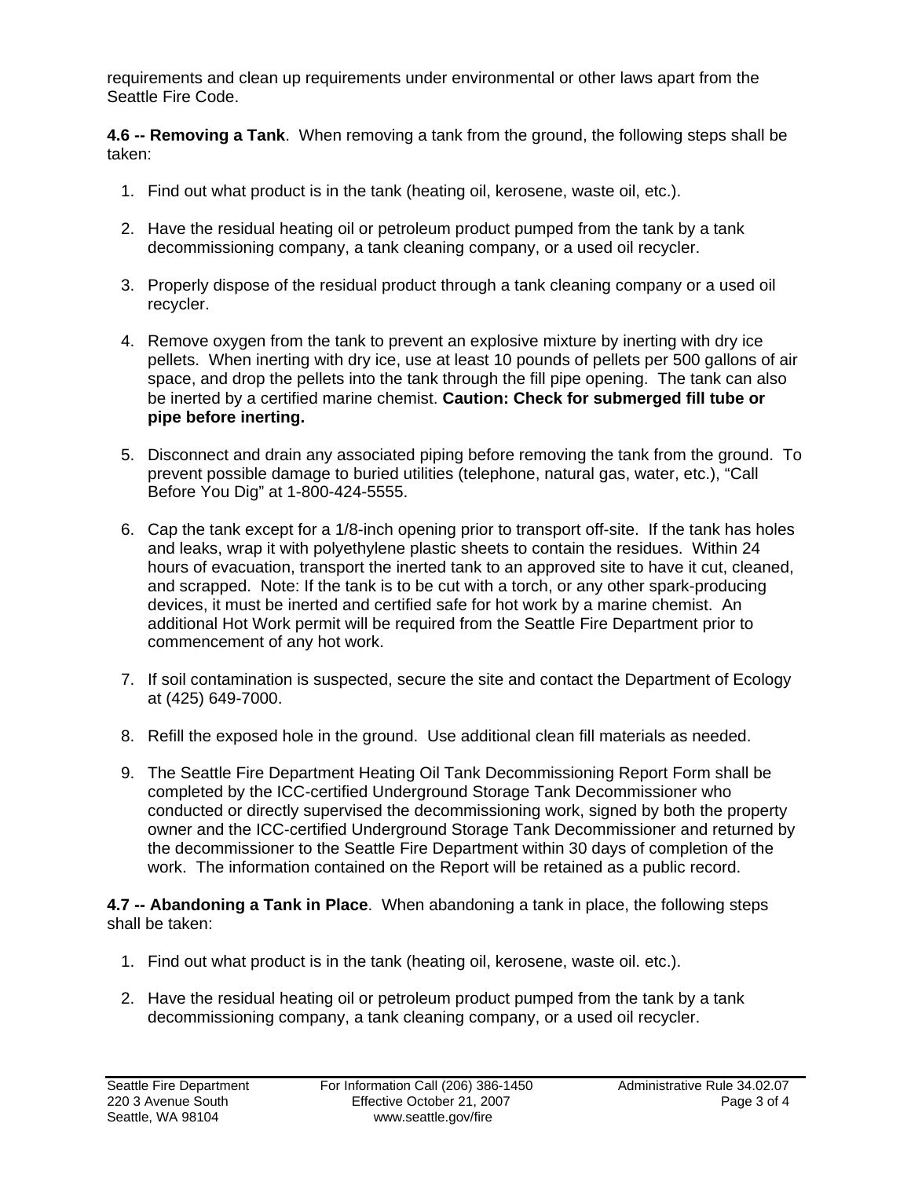requirements and clean up requirements under environmental or other laws apart from the Seattle Fire Code.

**4.6 -- Removing a Tank**. When removing a tank from the ground, the following steps shall be taken:

1. Find out what product is in the tank (heating oil, kerosene, waste oil, etc.).

2. Have the residual heating oil or petroleum product pumped from the tank by a tank decommissioning company, a tank cleaning company, or a used oil recycler.

3. Properly dispose of the residual product through a tank cleaning company or a used oil recycler.

4. Remove oxygen from the tank to prevent an explosive mixture by inerting with dry ice pellets. When inerting with dry ice, use at least 10 pounds of pellets per 500 gallons of air space, and drop the pellets into the tank through the fill pipe opening. The tank can also be inerted by a certified marine chemist. **Caution: Check for submerged fill tube or pipe before inerting.**

5. Disconnect and drain any associated piping before removing the tank from the ground. To prevent possible damage to buried utilities (telephone, natural gas, water, etc.), "Call Before You Dig" at 1-800-424-5555.

6. Cap the tank except for a 1/8-inch opening prior to transport off-site. If the tank has holes and leaks, wrap it with polyethylene plastic sheets to contain the residues. Within 24 hours of evacuation, transport the inerted tank to an approved site to have it cut, cleaned, and scrapped. Note: If the tank is to be cut with a torch, or any other spark-producing devices, it must be inerted and certified safe for hot work by a marine chemist. An additional Hot Work permit will be required from the Seattle Fire Department prior to commencement of any hot work.

7. If soil contamination is suspected, secure the site and contact the Department of Ecology at (425) 649-7000.

8. Refill the exposed hole in the ground. Use additional clean fill materials as needed.

9. The Seattle Fire Department Heating Oil Tank Decommissioning Report Form shall be completed by the ICC-certified Underground Storage Tank Decommissioner who conducted or directly supervised the decommissioning work, signed by both the property owner and the ICC-certified Underground Storage Tank Decommissioner and returned by the decommissioner to the Seattle Fire Department within 30 days of completion of the work. The information contained on the Report will be retained as a public record.

**4.7 -- Abandoning a Tank in Place**. When abandoning a tank in place, the following steps shall be taken:

1. Find out what product is in the tank (heating oil, kerosene, waste oil. etc.).

2. Have the residual heating oil or petroleum product pumped from the tank by a tank decommissioning company, a tank cleaning company, or a used oil recycler.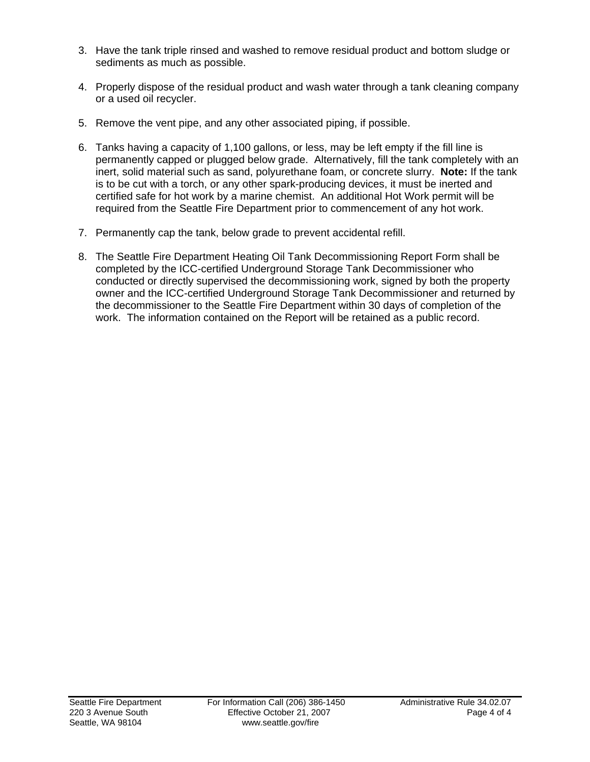3. Have the tank triple rinsed and washed to remove residual product and bottom sludge or sediments as much as possible.

4. Properly dispose of the residual product and wash water through a tank cleaning company or a used oil recycler.

5. Remove the vent pipe, and any other associated piping, if possible.

6. Tanks having a capacity of 1,100 gallons, or less, may be left empty if the fill line is permanently capped or plugged below grade. Alternatively, fill the tank completely with an inert, solid material such as sand, polyurethane foam, or concrete slurry. **Note:** If the tank is to be cut with a torch, or any other spark-producing devices, it must be inerted and certified safe for hot work by a marine chemist. An additional Hot Work permit will be required from the Seattle Fire Department prior to commencement of any hot work.

7. Permanently cap the tank, below grade to prevent accidental refill.

8. The Seattle Fire Department Heating Oil Tank Decommissioning Report Form shall be completed by the ICC-certified Underground Storage Tank Decommissioner who conducted or directly supervised the decommissioning work, signed by both the property owner and the ICC-certified Underground Storage Tank Decommissioner and returned by the decommissioner to the Seattle Fire Department within 30 days of completion of the work. The information contained on the Report will be retained as a public record.